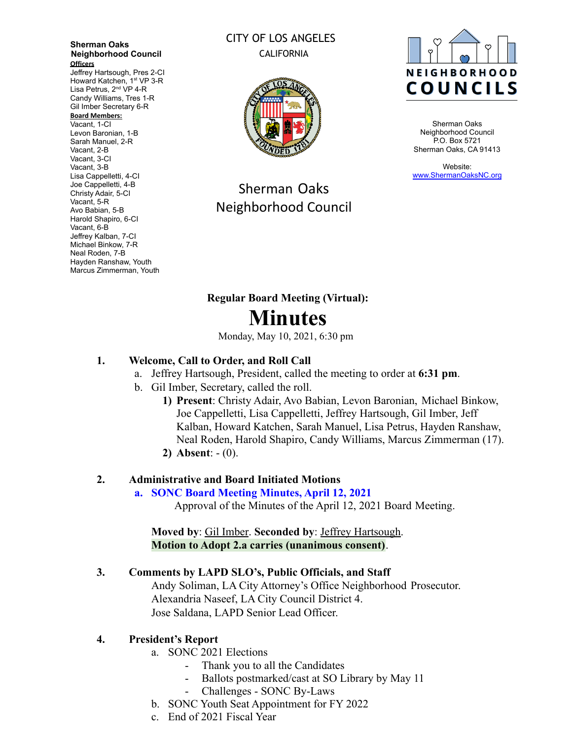**Sherman Oaks Neighborhood Council**

**Officers**
Jeffrey Hartsough, Pres 2-CI
Howard Katchen, 1st VP 3-R
Lisa Petrus, 2nd VP 4-R
Candy Williams, Tres 1-R
Gil Imber Secretary 6-R

**Board Members:**
Vacant, 1-CI
Levon Baronian, 1-B
Sarah Manuel, 2-R
Vacant, 2-B
Vacant, 3-CI
Vacant, 3-B
Lisa Cappelletti, 4-CI
Joe Cappelletti, 4-B
Christy Adair, 5-CI
Vacant, 5-R
Avo Babian, 5-B
Harold Shapiro, 6-CI
Vacant, 6-B
Jeffrey Kalban, 7-CI
Michael Binkow, 7-R
Neal Roden, 7-B
Hayden Ranshaw, Youth
Marcus Zimmerman, Youth

CITY OF LOS ANGELES
CALIFORNIA

Sherman Oaks Neighborhood Council

NEIGHBORHOOD COUNCILS

Sherman Oaks Neighborhood Council
P.O. Box 5721
Sherman Oaks, CA 91413

Website:
www.ShermanOaksNC.org

**Regular Board Meeting (Virtual):**

# Minutes

Monday, May 10, 2021, 6:30 pm

1. **Welcome, Call to Order, and Roll Call**
   a. Jeffrey Hartsough, President, called the meeting to order at **6:31 pm**.
   b. Gil Imber, Secretary, called the roll.
      1) **Present**: Christy Adair, Avo Babian, Levon Baronian, Michael Binkow, Joe Cappelletti, Lisa Cappelletti, Jeffrey Hartsough, Gil Imber, Jeff Kalban, Howard Katchen, Sarah Manuel, Lisa Petrus, Hayden Ranshaw, Neal Roden, Harold Shapiro, Candy Williams, Marcus Zimmerman (17).
      2) **Absent**: - (0).

2. **Administrative and Board Initiated Motions**
   a. **SONC Board Meeting Minutes, April 12, 2021**
      Approval of the Minutes of the April 12, 2021 Board Meeting.

   **Moved by**: Gil Imber. **Seconded by**: Jeffrey Hartsough.
   **Motion to Adopt 2.a carries (unanimous consent)**.

3. **Comments by LAPD SLO's, Public Officials, and Staff**
   Andy Soliman, LA City Attorney's Office Neighborhood Prosecutor.
   Alexandria Naseef, LA City Council District 4.
   Jose Saldana, LAPD Senior Lead Officer.

4. **President's Report**
   a. SONC 2021 Elections
      - Thank you to all the Candidates
      - Ballots postmarked/cast at SO Library by May 11
      - Challenges - SONC By-Laws
   b. SONC Youth Seat Appointment for FY 2022
   c. End of 2021 Fiscal Year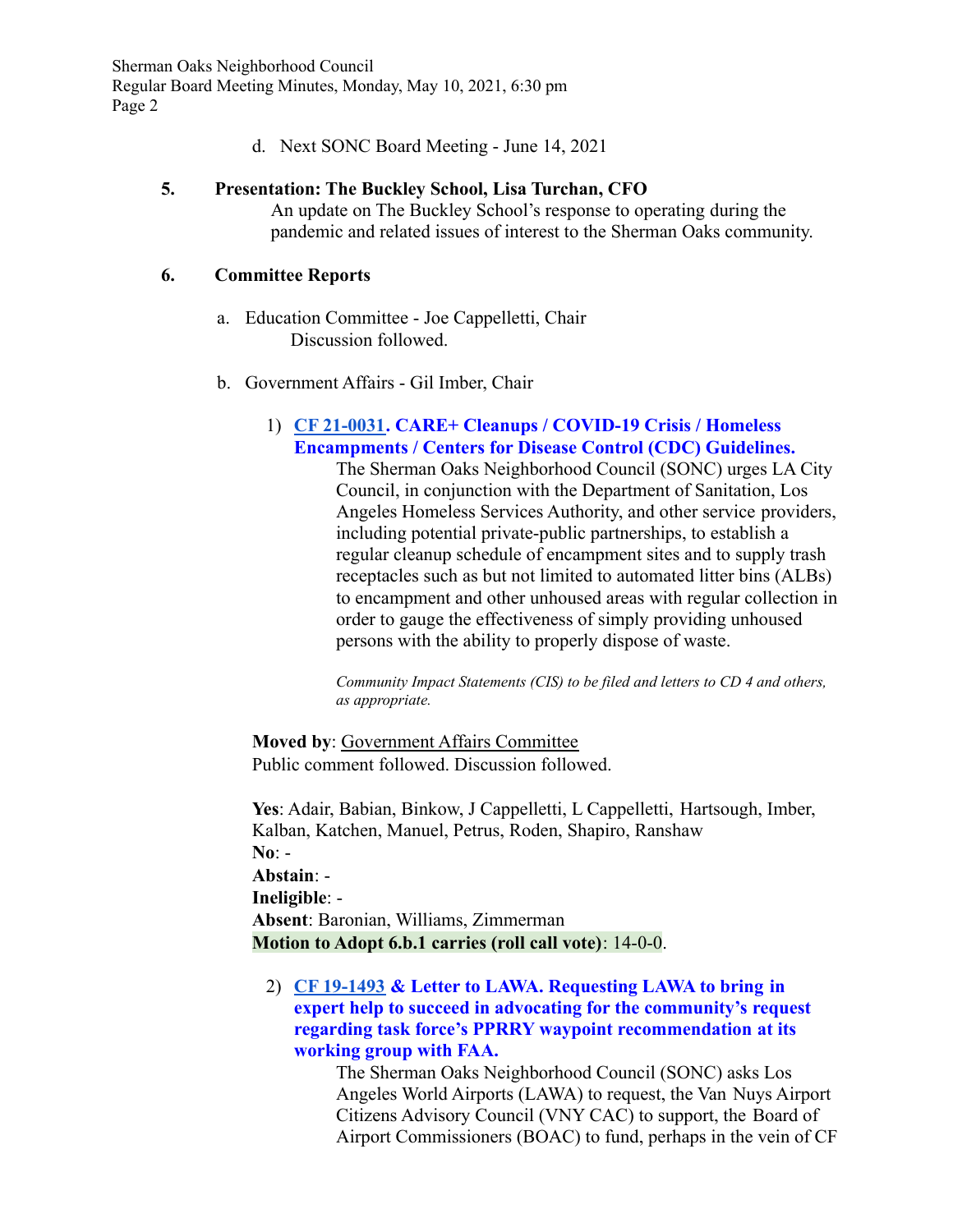d. Next SONC Board Meeting - June 14, 2021

**5. Presentation: The Buckley School, Lisa Turchan, CFO**

An update on The Buckley School's response to operating during the pandemic and related issues of interest to the Sherman Oaks community.

**6. Committee Reports**

a. Education Committee - Joe Cappelletti, Chair

Discussion followed.

b. Government Affairs - Gil Imber, Chair

1) **CF 21-0031. CARE+ Cleanups / COVID-19 Crisis / Homeless Encampments / Centers for Disease Control (CDC) Guidelines.**

The Sherman Oaks Neighborhood Council (SONC) urges LA City Council, in conjunction with the Department of Sanitation, Los Angeles Homeless Services Authority, and other service providers, including potential private-public partnerships, to establish a regular cleanup schedule of encampment sites and to supply trash receptacles such as but not limited to automated litter bins (ALBs) to encampment and other unhoused areas with regular collection in order to gauge the effectiveness of simply providing unhoused persons with the ability to properly dispose of waste.

*Community Impact Statements (CIS) to be filed and letters to CD 4 and others, as appropriate.*

**Moved by**: Government Affairs Committee
Public comment followed. Discussion followed.

**Yes**: Adair, Babian, Binkow, J Cappelletti, L Cappelletti, Hartsough, Imber, Kalban, Katchen, Manuel, Petrus, Roden, Shapiro, Ranshaw
**No**: -
**Abstain**: -
**Ineligible**: -
**Absent**: Baronian, Williams, Zimmerman
**Motion to Adopt 6.b.1 carries (roll call vote)**: 14-0-0.

2) **CF 19-1493 & Letter to LAWA. Requesting LAWA to bring in expert help to succeed in advocating for the community's request regarding task force's PPRRY waypoint recommendation at its working group with FAA.**

The Sherman Oaks Neighborhood Council (SONC) asks Los Angeles World Airports (LAWA) to request, the Van Nuys Airport Citizens Advisory Council (VNY CAC) to support, the Board of Airport Commissioners (BOAC) to fund, perhaps in the vein of CF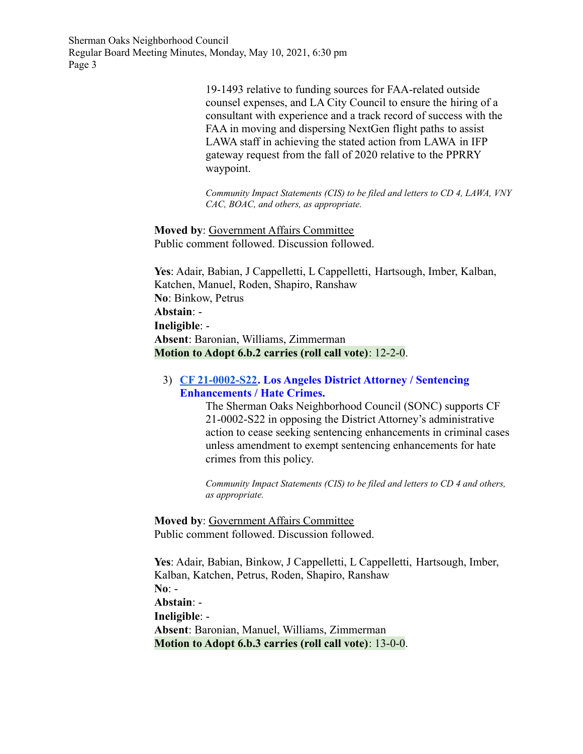19-1493 relative to funding sources for FAA-related outside counsel expenses, and LA City Council to ensure the hiring of a consultant with experience and a track record of success with the FAA in moving and dispersing NextGen flight paths to assist LAWA staff in achieving the stated action from LAWA in IFP gateway request from the fall of 2020 relative to the PPRRY waypoint.

*Community Impact Statements (CIS) to be filed and letters to CD 4, LAWA, VNY CAC, BOAC, and others, as appropriate.*

**Moved by**: Government Affairs Committee
Public comment followed. Discussion followed.

**Yes**: Adair, Babian, J Cappelletti, L Cappelletti, Hartsough, Imber, Kalban, Katchen, Manuel, Roden, Shapiro, Ranshaw
**No**: Binkow, Petrus
**Abstain**: -
**Ineligible**: -
**Absent**: Baronian, Williams, Zimmerman
**Motion to Adopt 6.b.2 carries (roll call vote)**: 12-2-0.

3) **CF 21-0002-S22. Los Angeles District Attorney / Sentencing Enhancements / Hate Crimes.**

The Sherman Oaks Neighborhood Council (SONC) supports CF 21-0002-S22 in opposing the District Attorney's administrative action to cease seeking sentencing enhancements in criminal cases unless amendment to exempt sentencing enhancements for hate crimes from this policy.

*Community Impact Statements (CIS) to be filed and letters to CD 4 and others, as appropriate.*

**Moved by**: Government Affairs Committee
Public comment followed. Discussion followed.

**Yes**: Adair, Babian, Binkow, J Cappelletti, L Cappelletti, Hartsough, Imber, Kalban, Katchen, Petrus, Roden, Shapiro, Ranshaw
**No**: -
**Abstain**: -
**Ineligible**: -
**Absent**: Baronian, Manuel, Williams, Zimmerman
**Motion to Adopt 6.b.3 carries (roll call vote)**: 13-0-0.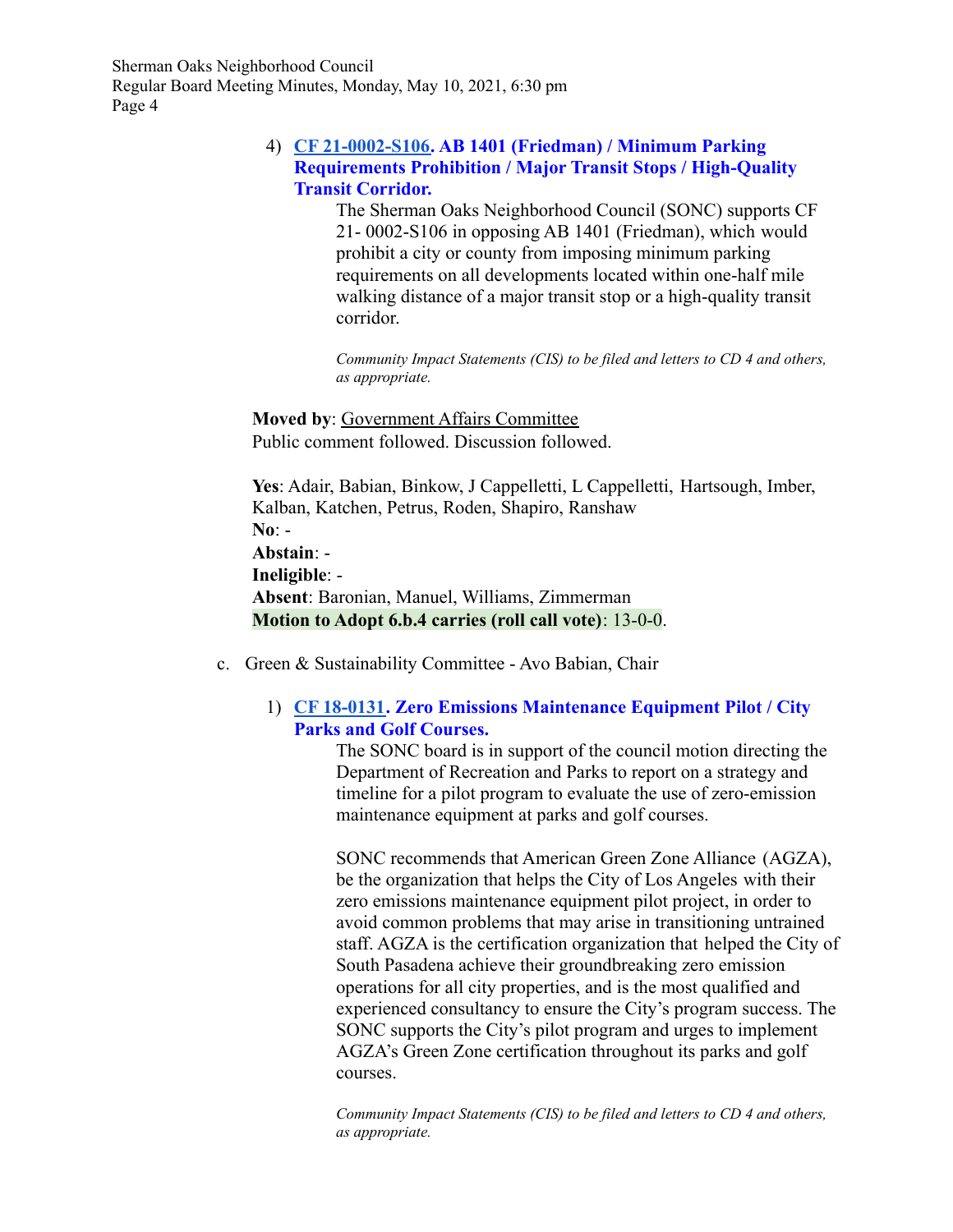4) **CF 21-0002-S106. AB 1401 (Friedman) / Minimum Parking Requirements Prohibition / Major Transit Stops / High-Quality Transit Corridor.**

   The Sherman Oaks Neighborhood Council (SONC) supports CF 21- 0002-S106 in opposing AB 1401 (Friedman), which would prohibit a city or county from imposing minimum parking requirements on all developments located within one-half mile walking distance of a major transit stop or a high-quality transit corridor.

   *Community Impact Statements (CIS) to be filed and letters to CD 4 and others, as appropriate.*

**Moved by**: Government Affairs Committee
Public comment followed. Discussion followed.

**Yes**: Adair, Babian, Binkow, J Cappelletti, L Cappelletti, Hartsough, Imber, Kalban, Katchen, Petrus, Roden, Shapiro, Ranshaw
**No**: -
**Abstain**: -
**Ineligible**: -
**Absent**: Baronian, Manuel, Williams, Zimmerman
**Motion to Adopt 6.b.4 carries (roll call vote)**: 13-0-0.

c. Green & Sustainability Committee - Avo Babian, Chair

1) **CF 18-0131. Zero Emissions Maintenance Equipment Pilot / City Parks and Golf Courses.**

   The SONC board is in support of the council motion directing the Department of Recreation and Parks to report on a strategy and timeline for a pilot program to evaluate the use of zero-emission maintenance equipment at parks and golf courses.

   SONC recommends that American Green Zone Alliance (AGZA), be the organization that helps the City of Los Angeles with their zero emissions maintenance equipment pilot project, in order to avoid common problems that may arise in transitioning untrained staff. AGZA is the certification organization that helped the City of South Pasadena achieve their groundbreaking zero emission operations for all city properties, and is the most qualified and experienced consultancy to ensure the City's program success. The SONC supports the City's pilot program and urges to implement AGZA's Green Zone certification throughout its parks and golf courses.

   *Community Impact Statements (CIS) to be filed and letters to CD 4 and others, as appropriate.*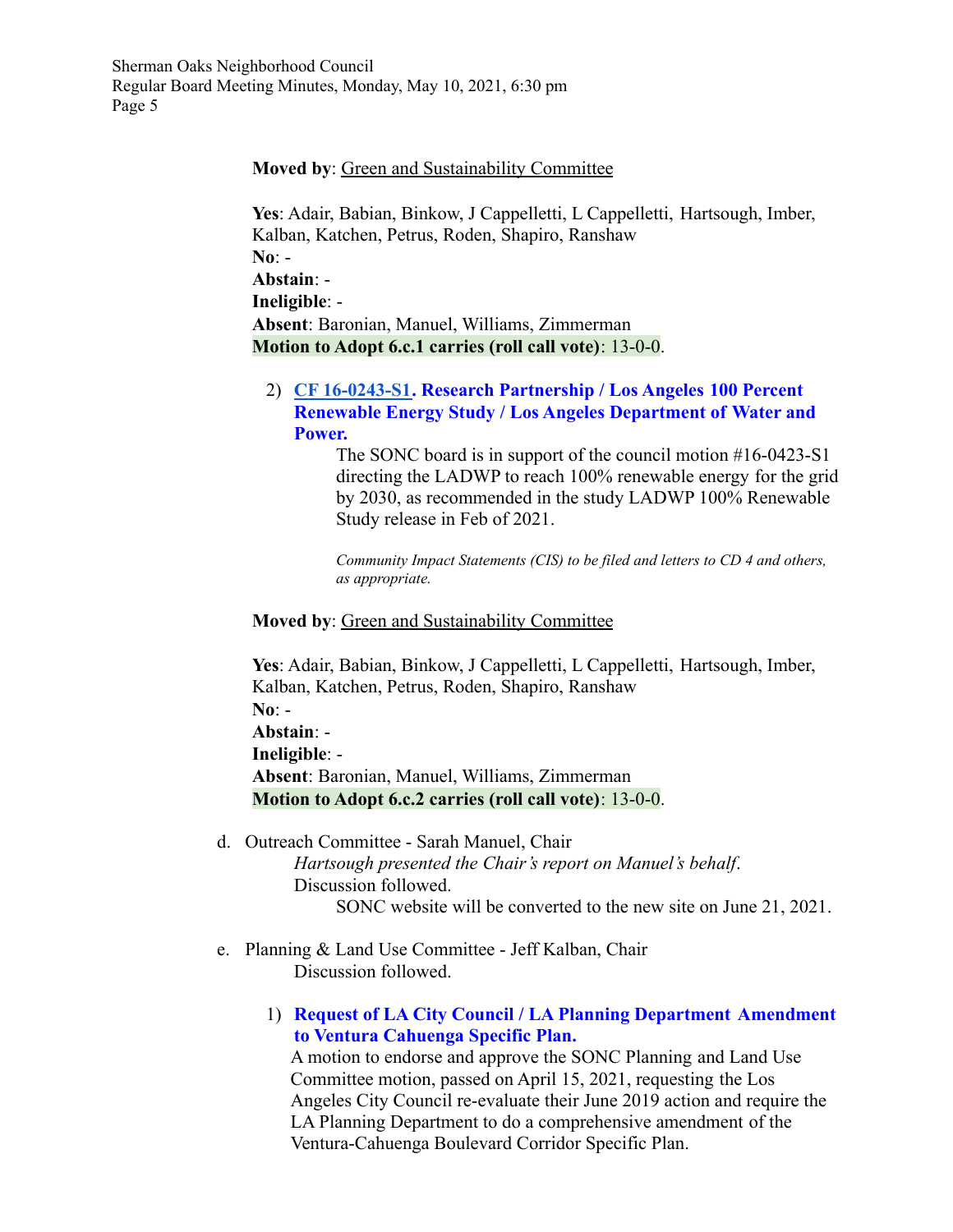**Moved by**: Green and Sustainability Committee

**Yes**: Adair, Babian, Binkow, J Cappelletti, L Cappelletti, Hartsough, Imber, Kalban, Katchen, Petrus, Roden, Shapiro, Ranshaw
**No**: -
**Abstain**: -
**Ineligible**: -
**Absent**: Baronian, Manuel, Williams, Zimmerman
**Motion to Adopt 6.c.1 carries (roll call vote)**: 13-0-0.

2) **CF 16-0243-S1. Research Partnership / Los Angeles 100 Percent Renewable Energy Study / Los Angeles Department of Water and Power.**

The SONC board is in support of the council motion #16-0423-S1 directing the LADWP to reach 100% renewable energy for the grid by 2030, as recommended in the study LADWP 100% Renewable Study release in Feb of 2021.

*Community Impact Statements (CIS) to be filed and letters to CD 4 and others, as appropriate.*

**Moved by**: Green and Sustainability Committee

**Yes**: Adair, Babian, Binkow, J Cappelletti, L Cappelletti, Hartsough, Imber, Kalban, Katchen, Petrus, Roden, Shapiro, Ranshaw
**No**: -
**Abstain**: -
**Ineligible**: -
**Absent**: Baronian, Manuel, Williams, Zimmerman
**Motion to Adopt 6.c.2 carries (roll call vote)**: 13-0-0.

d. Outreach Committee - Sarah Manuel, Chair

*Hartsough presented the Chair's report on Manuel's behalf*.
Discussion followed.

SONC website will be converted to the new site on June 21, 2021.

e. Planning & Land Use Committee - Jeff Kalban, Chair

Discussion followed.

1) **Request of LA City Council / LA Planning Department Amendment to Ventura Cahuenga Specific Plan.**

A motion to endorse and approve the SONC Planning and Land Use Committee motion, passed on April 15, 2021, requesting the Los Angeles City Council re-evaluate their June 2019 action and require the LA Planning Department to do a comprehensive amendment of the Ventura-Cahuenga Boulevard Corridor Specific Plan.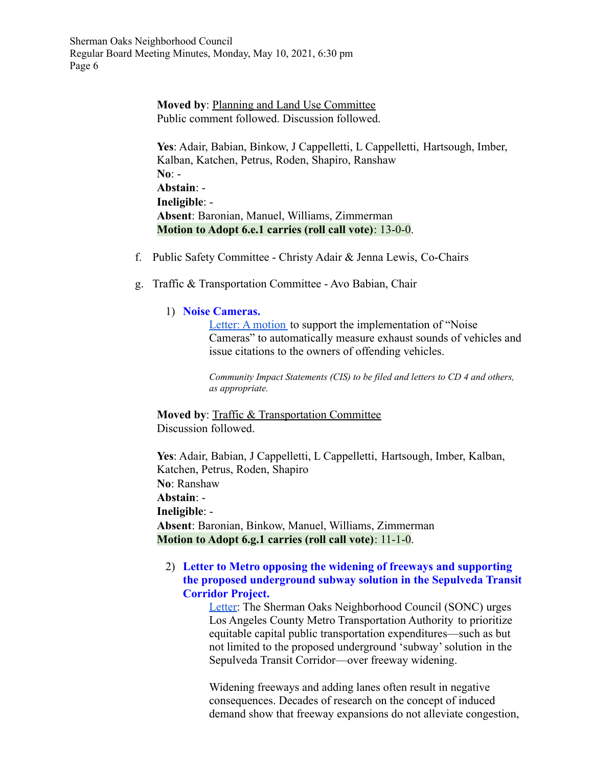**Moved by**: Planning and Land Use Committee
Public comment followed. Discussion followed.

**Yes**: Adair, Babian, Binkow, J Cappelletti, L Cappelletti, Hartsough, Imber, Kalban, Katchen, Petrus, Roden, Shapiro, Ranshaw
**No**: -
**Abstain**: -
**Ineligible**: -
**Absent**: Baronian, Manuel, Williams, Zimmerman
**Motion to Adopt 6.e.1 carries (roll call vote)**: 13-0-0.

f. Public Safety Committee - Christy Adair & Jenna Lewis, Co-Chairs

g. Traffic & Transportation Committee - Avo Babian, Chair

1) **Noise Cameras.**
   Letter: A motion to support the implementation of "Noise Cameras" to automatically measure exhaust sounds of vehicles and issue citations to the owners of offending vehicles.

   *Community Impact Statements (CIS) to be filed and letters to CD 4 and others, as appropriate.*

**Moved by**: Traffic & Transportation Committee
Discussion followed.

**Yes**: Adair, Babian, J Cappelletti, L Cappelletti, Hartsough, Imber, Kalban, Katchen, Petrus, Roden, Shapiro
**No**: Ranshaw
**Abstain**: -
**Ineligible**: -
**Absent**: Baronian, Binkow, Manuel, Williams, Zimmerman
**Motion to Adopt 6.g.1 carries (roll call vote)**: 11-1-0.

2) **Letter to Metro opposing the widening of freeways and supporting the proposed underground subway solution in the Sepulveda Transit Corridor Project.**
   Letter: The Sherman Oaks Neighborhood Council (SONC) urges Los Angeles County Metro Transportation Authority to prioritize equitable capital public transportation expenditures—such as but not limited to the proposed underground 'subway' solution in the Sepulveda Transit Corridor—over freeway widening.

   Widening freeways and adding lanes often result in negative consequences. Decades of research on the concept of induced demand show that freeway expansions do not alleviate congestion,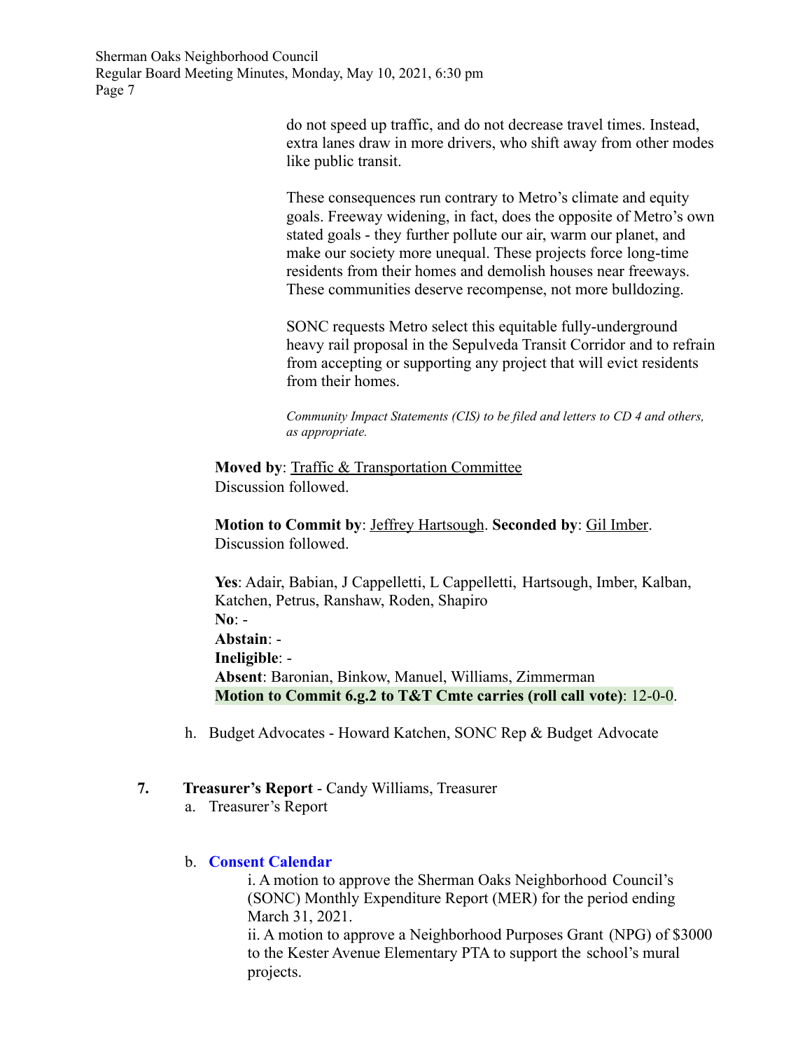do not speed up traffic, and do not decrease travel times. Instead, extra lanes draw in more drivers, who shift away from other modes like public transit.

These consequences run contrary to Metro's climate and equity goals. Freeway widening, in fact, does the opposite of Metro's own stated goals - they further pollute our air, warm our planet, and make our society more unequal. These projects force long-time residents from their homes and demolish houses near freeways. These communities deserve recompense, not more bulldozing.

SONC requests Metro select this equitable fully-underground heavy rail proposal in the Sepulveda Transit Corridor and to refrain from accepting or supporting any project that will evict residents from their homes.

*Community Impact Statements (CIS) to be filed and letters to CD 4 and others, as appropriate.*

**Moved by**: Traffic & Transportation Committee
Discussion followed.

**Motion to Commit by**: Jeffrey Hartsough. **Seconded by**: Gil Imber.
Discussion followed.

**Yes**: Adair, Babian, J Cappelletti, L Cappelletti, Hartsough, Imber, Kalban, Katchen, Petrus, Ranshaw, Roden, Shapiro
**No**: -
**Abstain**: -
**Ineligible**: -
**Absent**: Baronian, Binkow, Manuel, Williams, Zimmerman
**Motion to Commit 6.g.2 to T&T Cmte carries (roll call vote)**: 12-0-0.

h. Budget Advocates - Howard Katchen, SONC Rep & Budget Advocate

7. **Treasurer's Report** - Candy Williams, Treasurer
   a. Treasurer's Report

   b. **Consent Calendar**
      i. A motion to approve the Sherman Oaks Neighborhood Council's (SONC) Monthly Expenditure Report (MER) for the period ending March 31, 2021.
      ii. A motion to approve a Neighborhood Purposes Grant (NPG) of $3000 to the Kester Avenue Elementary PTA to support the school's mural projects.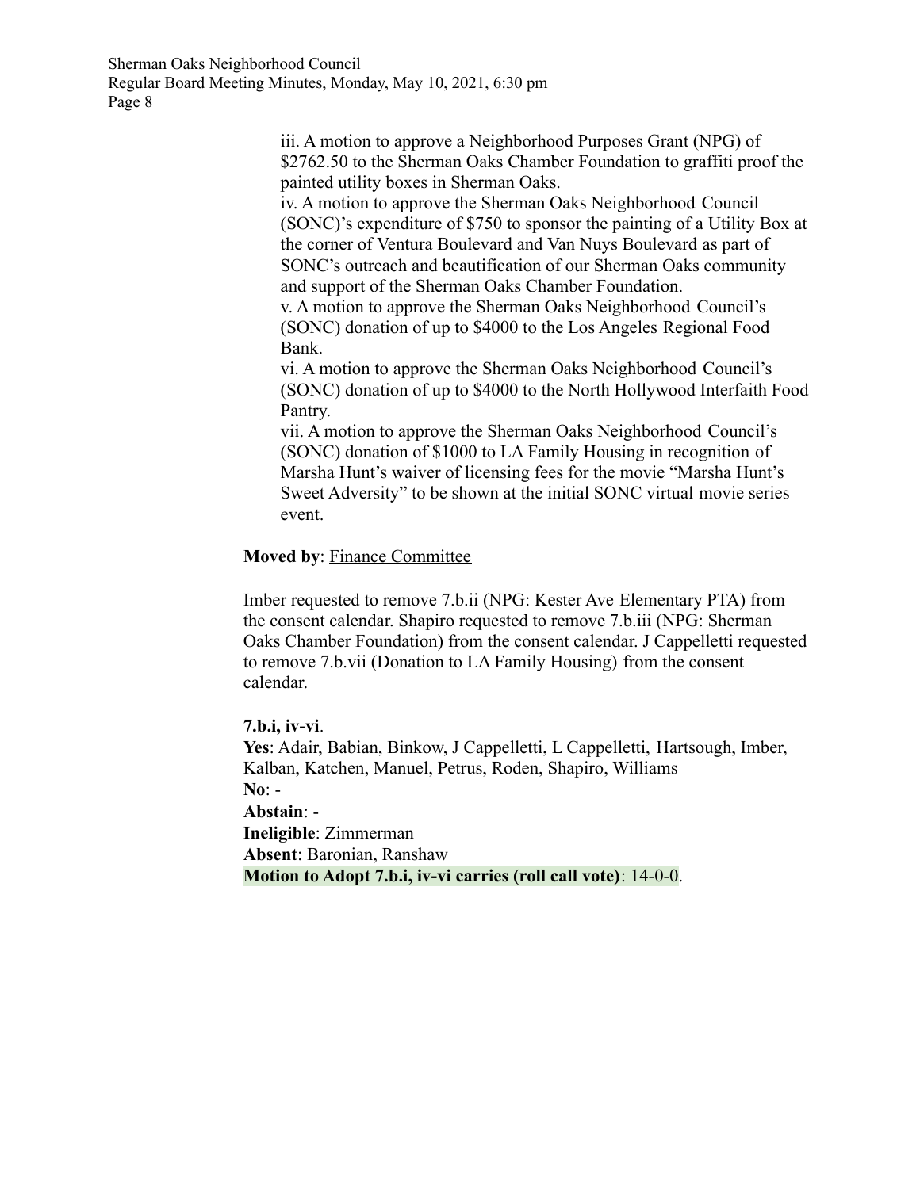iii. A motion to approve a Neighborhood Purposes Grant (NPG) of $2762.50 to the Sherman Oaks Chamber Foundation to graffiti proof the painted utility boxes in Sherman Oaks.
iv. A motion to approve the Sherman Oaks Neighborhood Council (SONC)'s expenditure of $750 to sponsor the painting of a Utility Box at the corner of Ventura Boulevard and Van Nuys Boulevard as part of SONC's outreach and beautification of our Sherman Oaks community and support of the Sherman Oaks Chamber Foundation.
v. A motion to approve the Sherman Oaks Neighborhood Council's (SONC) donation of up to $4000 to the Los Angeles Regional Food Bank.
vi. A motion to approve the Sherman Oaks Neighborhood Council's (SONC) donation of up to $4000 to the North Hollywood Interfaith Food Pantry.
vii. A motion to approve the Sherman Oaks Neighborhood Council's (SONC) donation of $1000 to LA Family Housing in recognition of Marsha Hunt's waiver of licensing fees for the movie "Marsha Hunt's Sweet Adversity" to be shown at the initial SONC virtual movie series event.

**Moved by**: Finance Committee

Imber requested to remove 7.b.ii (NPG: Kester Ave Elementary PTA) from the consent calendar. Shapiro requested to remove 7.b.iii (NPG: Sherman Oaks Chamber Foundation) from the consent calendar. J Cappelletti requested to remove 7.b.vii (Donation to LA Family Housing) from the consent calendar.

**7.b.i, iv-vi**.
**Yes**: Adair, Babian, Binkow, J Cappelletti, L Cappelletti, Hartsough, Imber, Kalban, Katchen, Manuel, Petrus, Roden, Shapiro, Williams
**No**: -
**Abstain**: -
**Ineligible**: Zimmerman
**Absent**: Baronian, Ranshaw
**Motion to Adopt 7.b.i, iv-vi carries (roll call vote)**: 14-0-0.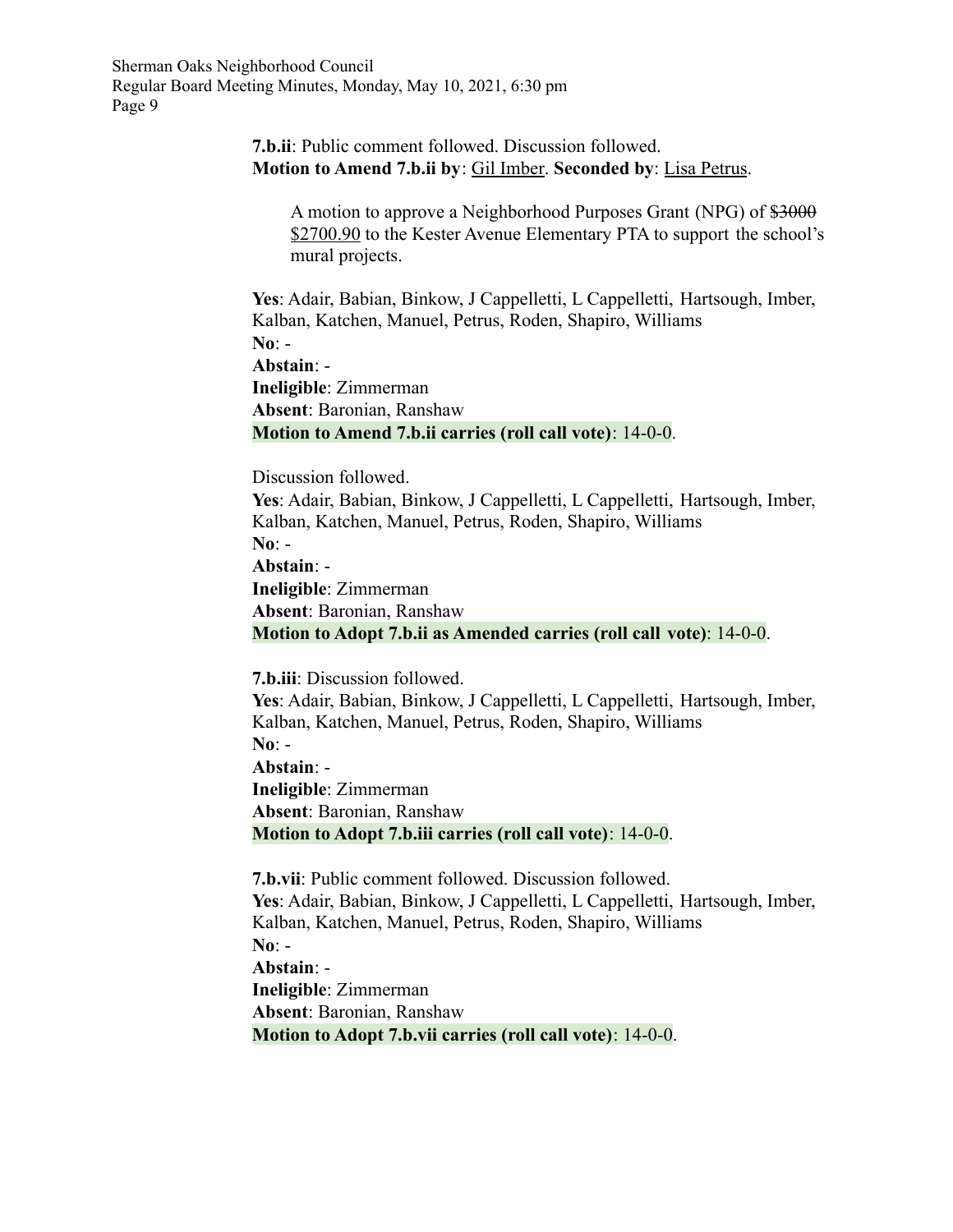**7.b.ii**: Public comment followed. Discussion followed.
**Motion to Amend 7.b.ii by**: Gil Imber. **Seconded by**: Lisa Petrus.

> A motion to approve a Neighborhood Purposes Grant (NPG) of ~~$3000~~ $2700.90 to the Kester Avenue Elementary PTA to support the school's mural projects.

**Yes**: Adair, Babian, Binkow, J Cappelletti, L Cappelletti, Hartsough, Imber, Kalban, Katchen, Manuel, Petrus, Roden, Shapiro, Williams
**No**: -
**Abstain**: -
**Ineligible**: Zimmerman
**Absent**: Baronian, Ranshaw
**Motion to Amend 7.b.ii carries (roll call vote)**: 14-0-0.

Discussion followed.
**Yes**: Adair, Babian, Binkow, J Cappelletti, L Cappelletti, Hartsough, Imber, Kalban, Katchen, Manuel, Petrus, Roden, Shapiro, Williams
**No**: -
**Abstain**: -
**Ineligible**: Zimmerman
**Absent**: Baronian, Ranshaw
**Motion to Adopt 7.b.ii as Amended carries (roll call vote)**: 14-0-0.

**7.b.iii**: Discussion followed.
**Yes**: Adair, Babian, Binkow, J Cappelletti, L Cappelletti, Hartsough, Imber, Kalban, Katchen, Manuel, Petrus, Roden, Shapiro, Williams
**No**: -
**Abstain**: -
**Ineligible**: Zimmerman
**Absent**: Baronian, Ranshaw
**Motion to Adopt 7.b.iii carries (roll call vote)**: 14-0-0.

**7.b.vii**: Public comment followed. Discussion followed.
**Yes**: Adair, Babian, Binkow, J Cappelletti, L Cappelletti, Hartsough, Imber, Kalban, Katchen, Manuel, Petrus, Roden, Shapiro, Williams
**No**: -
**Abstain**: -
**Ineligible**: Zimmerman
**Absent**: Baronian, Ranshaw
**Motion to Adopt 7.b.vii carries (roll call vote)**: 14-0-0.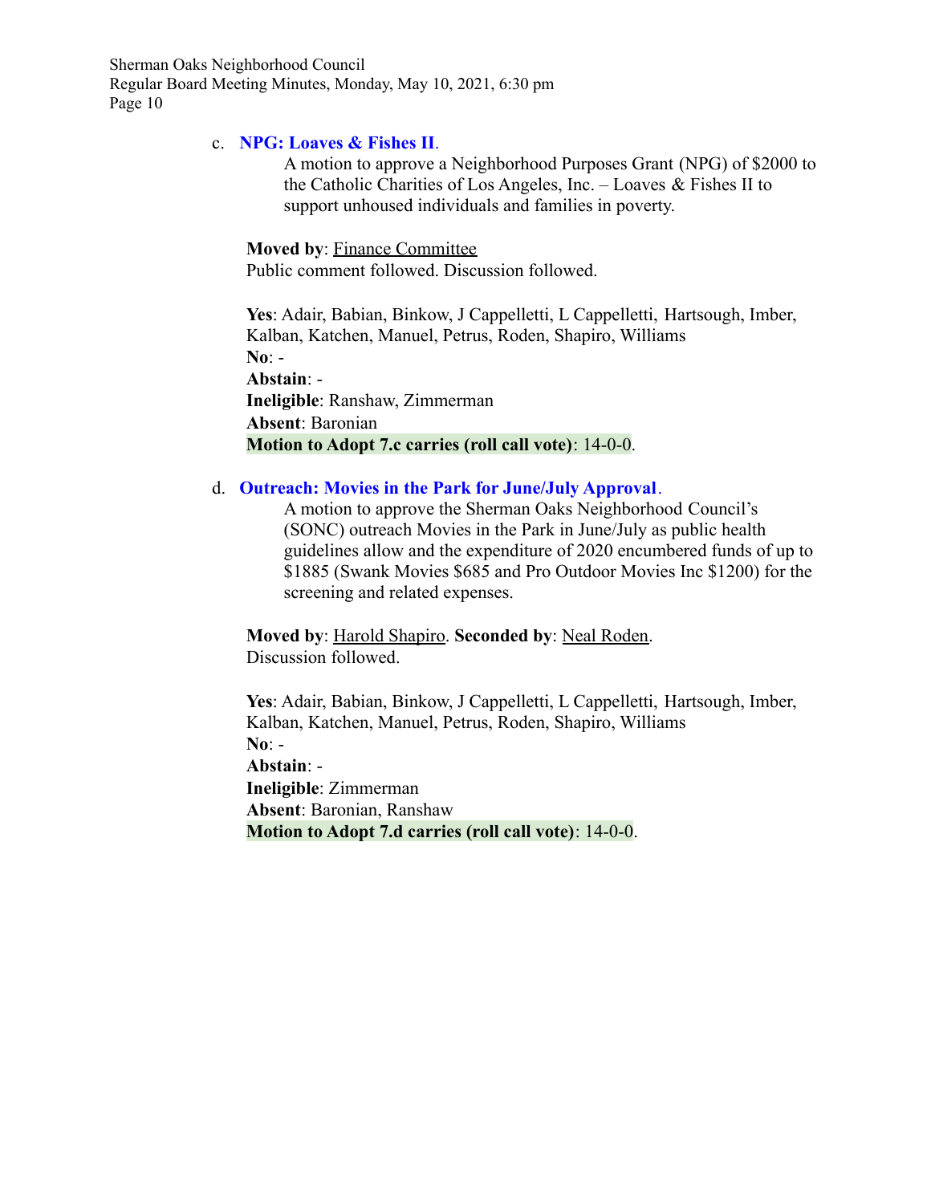c. **NPG: Loaves & Fishes II**.

A motion to approve a Neighborhood Purposes Grant (NPG) of $2000 to the Catholic Charities of Los Angeles, Inc. – Loaves & Fishes II to support unhoused individuals and families in poverty.

**Moved by**: Finance Committee
Public comment followed. Discussion followed.

**Yes**: Adair, Babian, Binkow, J Cappelletti, L Cappelletti, Hartsough, Imber, Kalban, Katchen, Manuel, Petrus, Roden, Shapiro, Williams
**No**: -
**Abstain**: -
**Ineligible**: Ranshaw, Zimmerman
**Absent**: Baronian
**Motion to Adopt 7.c carries (roll call vote)**: 14-0-0.

d. **Outreach: Movies in the Park for June/July Approval**.

A motion to approve the Sherman Oaks Neighborhood Council's (SONC) outreach Movies in the Park in June/July as public health guidelines allow and the expenditure of 2020 encumbered funds of up to $1885 (Swank Movies $685 and Pro Outdoor Movies Inc $1200) for the screening and related expenses.

**Moved by**: Harold Shapiro. **Seconded by**: Neal Roden.
Discussion followed.

**Yes**: Adair, Babian, Binkow, J Cappelletti, L Cappelletti, Hartsough, Imber, Kalban, Katchen, Manuel, Petrus, Roden, Shapiro, Williams
**No**: -
**Abstain**: -
**Ineligible**: Zimmerman
**Absent**: Baronian, Ranshaw
**Motion to Adopt 7.d carries (roll call vote)**: 14-0-0.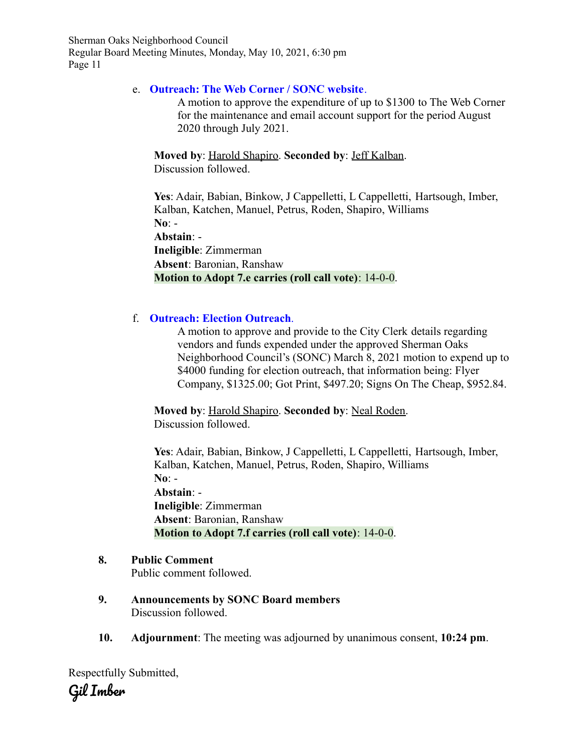e. **Outreach: The Web Corner / SONC website**.

A motion to approve the expenditure of up to $1300 to The Web Corner for the maintenance and email account support for the period August 2020 through July 2021.

**Moved by**: Harold Shapiro. **Seconded by**: Jeff Kalban.
Discussion followed.

**Yes**: Adair, Babian, Binkow, J Cappelletti, L Cappelletti, Hartsough, Imber, Kalban, Katchen, Manuel, Petrus, Roden, Shapiro, Williams
**No**: -
**Abstain**: -
**Ineligible**: Zimmerman
**Absent**: Baronian, Ranshaw
**Motion to Adopt 7.e carries (roll call vote)**: 14-0-0.

f. **Outreach: Election Outreach**.

A motion to approve and provide to the City Clerk details regarding vendors and funds expended under the approved Sherman Oaks Neighborhood Council's (SONC) March 8, 2021 motion to expend up to $4000 funding for election outreach, that information being: Flyer Company, $1325.00; Got Print, $497.20; Signs On The Cheap, $952.84.

**Moved by**: Harold Shapiro. **Seconded by**: Neal Roden.
Discussion followed.

**Yes**: Adair, Babian, Binkow, J Cappelletti, L Cappelletti, Hartsough, Imber, Kalban, Katchen, Manuel, Petrus, Roden, Shapiro, Williams
**No**: -
**Abstain**: -
**Ineligible**: Zimmerman
**Absent**: Baronian, Ranshaw
**Motion to Adopt 7.f carries (roll call vote)**: 14-0-0.

8. **Public Comment**
Public comment followed.

9. **Announcements by SONC Board members**
Discussion followed.

10. **Adjournment**: The meeting was adjourned by unanimous consent, **10:24 pm**.

Respectfully Submitted,

Gil Imber